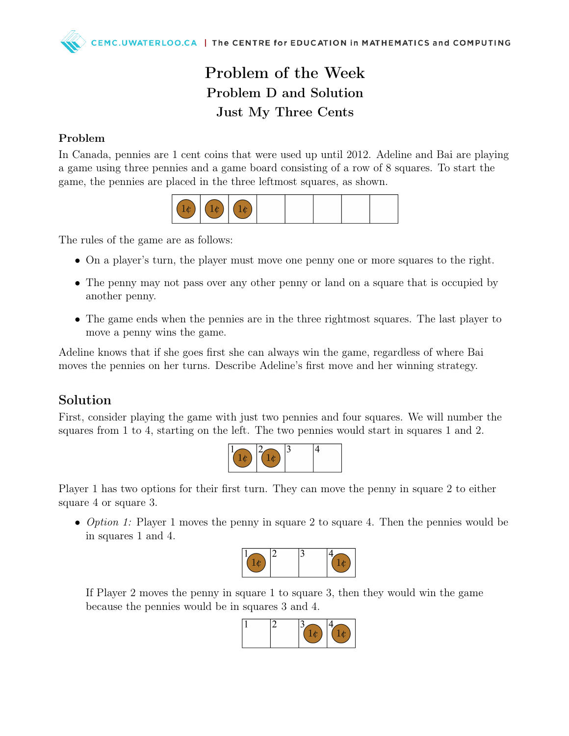# Problem of the Week

## Problem D and Solution

## Just My Three Cents

### Problem

In Canada, pennies are 1 cent coins that were used up until 2012. Adeline and Bai are playing a game using three pennies and a game board consisting of a row of 8 squares. To start the game, the pennies are placed in the three leftmost squares, as shown.

| 1¢ | 1¢ | 1¢ | | | | | |
|---|---|---|---|---|---|---|---|

The rules of the game are as follows:

- On a player's turn, the player must move one penny one or more squares to the right.
- The penny may not pass over any other penny or land on a square that is occupied by another penny.
- The game ends when the pennies are in the three rightmost squares. The last player to move a penny wins the game.

Adeline knows that if she goes first she can always win the game, regardless of where Bai moves the pennies on her turns. Describe Adeline's first move and her winning strategy.

## Solution

First, consider playing the game with just two pennies and four squares. We will number the squares from 1 to 4, starting on the left. The two pennies would start in squares 1 and 2.

| 1 | 2 | 3 | 4 |
|---|---|---|---|
| 1¢ | 1¢ | | |

Player 1 has two options for their first turn. They can move the penny in square 2 to either square 4 or square 3.

- *Option 1:* Player 1 moves the penny in square 2 to square 4. Then the pennies would be in squares 1 and 4.

  | 1 | 2 | 3 | 4 |
  |---|---|---|---|
  | 1¢ | | | 1¢ |

  If Player 2 moves the penny in square 1 to square 3, then they would win the game because the pennies would be in squares 3 and 4.

  | 1 | 2 | 3 | 4 |
  |---|---|---|---|
  | | | 1¢ | 1¢ |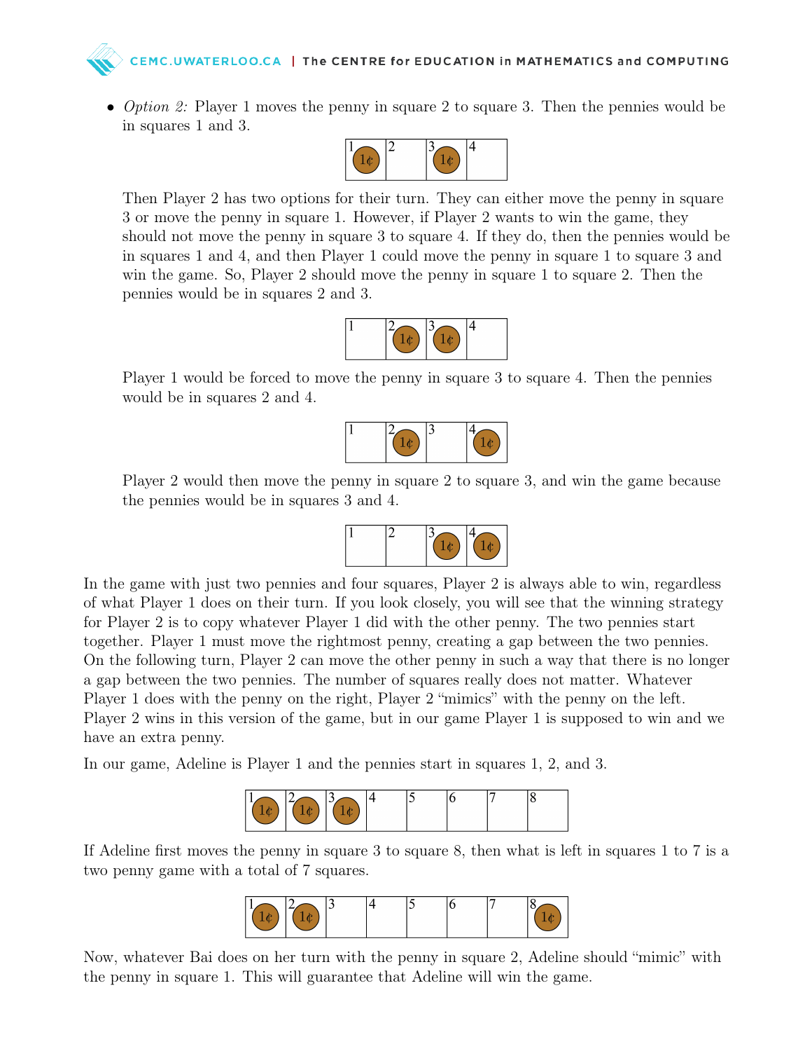- *Option 2:* Player 1 moves the penny in square 2 to square 3. Then the pennies would be in squares 1 and 3.

| 1 | 2 | 3 | 4 |
|---|---|---|---|
| 1¢ | | 1¢ | |

Then Player 2 has two options for their turn. They can either move the penny in square 3 or move the penny in square 1. However, if Player 2 wants to win the game, they should not move the penny in square 3 to square 4. If they do, then the pennies would be in squares 1 and 4, and then Player 1 could move the penny in square 1 to square 3 and win the game. So, Player 2 should move the penny in square 1 to square 2. Then the pennies would be in squares 2 and 3.

| 1 | 2 | 3 | 4 |
|---|---|---|---|
| | 1¢ | 1¢ | |

Player 1 would be forced to move the penny in square 3 to square 4. Then the pennies would be in squares 2 and 4.

| 1 | 2 | 3 | 4 |
|---|---|---|---|
| | 1¢ | | 1¢ |

Player 2 would then move the penny in square 2 to square 3, and win the game because the pennies would be in squares 3 and 4.

| 1 | 2 | 3 | 4 |
|---|---|---|---|
| | | 1¢ | 1¢ |

In the game with just two pennies and four squares, Player 2 is always able to win, regardless of what Player 1 does on their turn. If you look closely, you will see that the winning strategy for Player 2 is to copy whatever Player 1 did with the other penny. The two pennies start together. Player 1 must move the rightmost penny, creating a gap between the two pennies. On the following turn, Player 2 can move the other penny in such a way that there is no longer a gap between the two pennies. The number of squares really does not matter. Whatever Player 1 does with the penny on the right, Player 2 "mimics" with the penny on the left. Player 2 wins in this version of the game, but in our game Player 1 is supposed to win and we have an extra penny.

In our game, Adeline is Player 1 and the pennies start in squares 1, 2, and 3.

| 1 | 2 | 3 | 4 | 5 | 6 | 7 | 8 |
|---|---|---|---|---|---|---|---|
| 1¢ | 1¢ | 1¢ | | | | | |

If Adeline first moves the penny in square 3 to square 8, then what is left in squares 1 to 7 is a two penny game with a total of 7 squares.

| 1 | 2 | 3 | 4 | 5 | 6 | 7 | 8 |
|---|---|---|---|---|---|---|---|
| 1¢ | 1¢ | | | | | | 1¢ |

Now, whatever Bai does on her turn with the penny in square 2, Adeline should "mimic" with the penny in square 1. This will guarantee that Adeline will win the game.